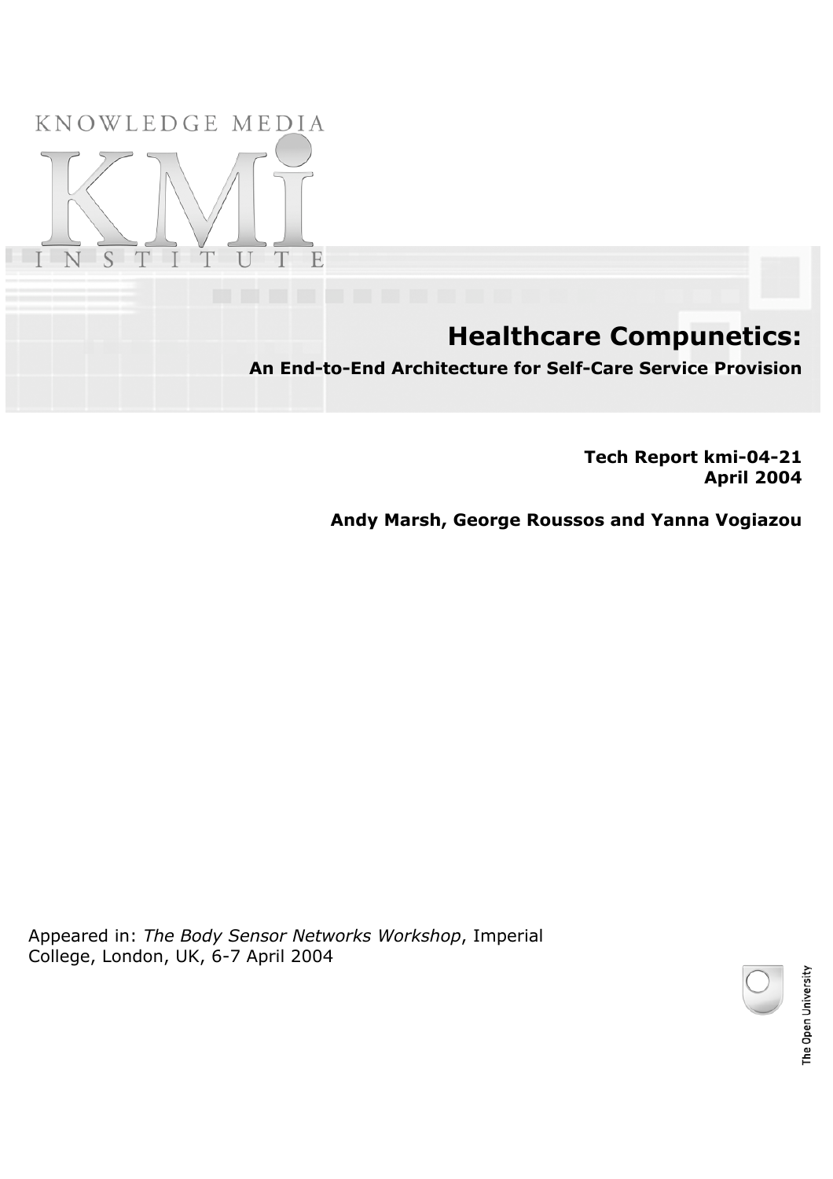KNOWLEDGE MEDIA

KMi

INSTITUTE

# Healthcare Compunetics:

## An End-to-End Architecture for Self-Care Service Provision

**Tech Report kmi-04-21**
**April 2004**

**Andy Marsh, George Roussos and Yanna Vogiazou**

Appeared in: *The Body Sensor Networks Workshop*, Imperial College, London, UK, 6-7 April 2004

The Open University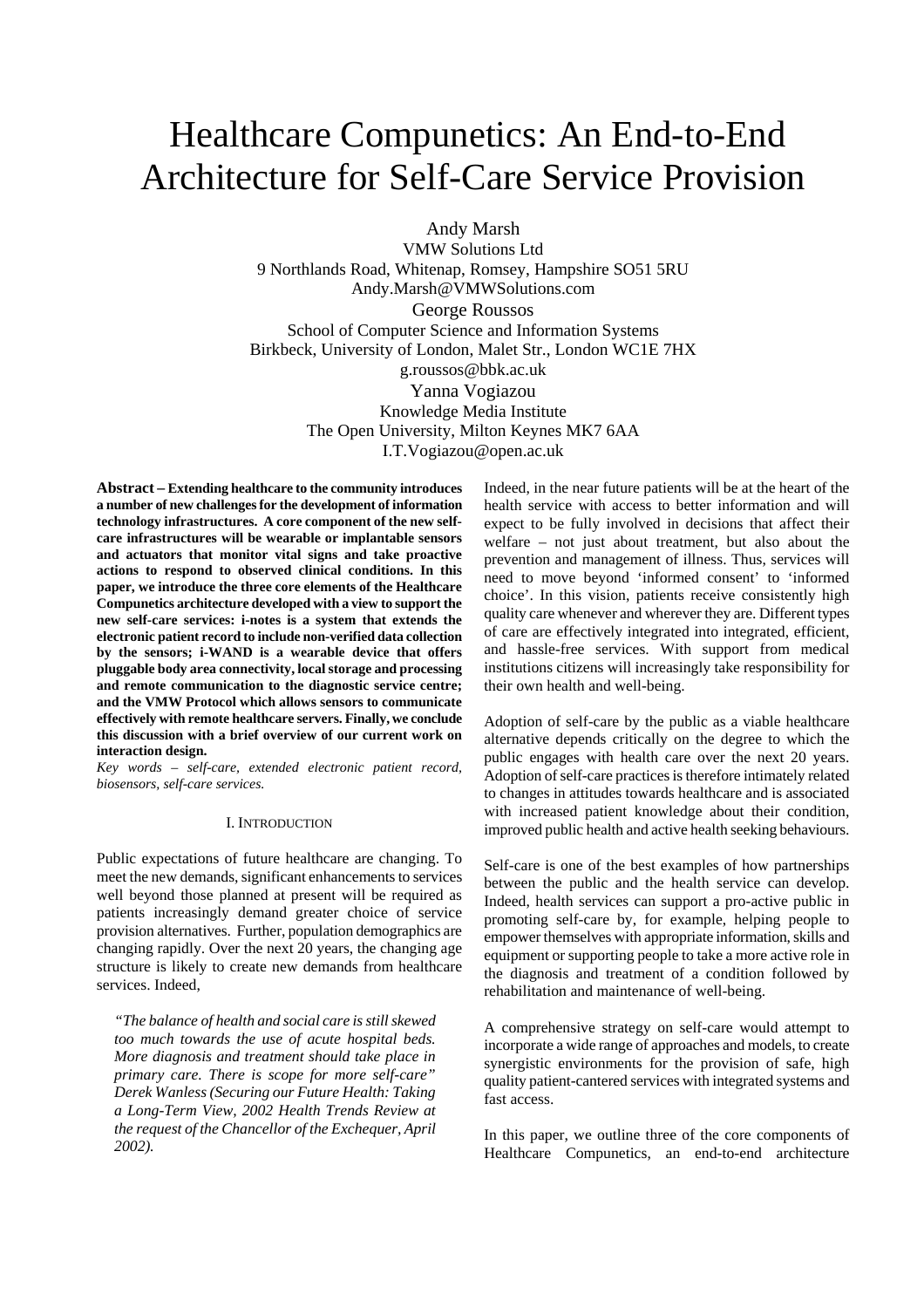# Healthcare Compunetics: An End-to-End Architecture for Self-Care Service Provision

Andy Marsh
VMW Solutions Ltd
9 Northlands Road, Whitenap, Romsey, Hampshire SO51 5RU
Andy.Marsh@VMWSolutions.com

George Roussos
School of Computer Science and Information Systems
Birkbeck, University of London, Malet Str., London WC1E 7HX
g.roussos@bbk.ac.uk

Yanna Vogiazou
Knowledge Media Institute
The Open University, Milton Keynes MK7 6AA
I.T.Vogiazou@open.ac.uk

**Abstract – Extending healthcare to the community introduces a number of new challenges for the development of information technology infrastructures. A core component of the new self-care infrastructures will be wearable or implantable sensors and actuators that monitor vital signs and take proactive actions to respond to observed clinical conditions. In this paper, we introduce the three core elements of the Healthcare Compunetics architecture developed with a view to support the new self-care services: i-notes is a system that extends the electronic patient record to include non-verified data collection by the sensors; i-WAND is a wearable device that offers pluggable body area connectivity, local storage and processing and remote communication to the diagnostic service centre; and the VMW Protocol which allows sensors to communicate effectively with remote healthcare servers. Finally, we conclude this discussion with a brief overview of our current work on interaction design.**

*Key words – self-care, extended electronic patient record, biosensors, self-care services.*

## I. Introduction

Public expectations of future healthcare are changing. To meet the new demands, significant enhancements to services well beyond those planned at present will be required as patients increasingly demand greater choice of service provision alternatives. Further, population demographics are changing rapidly. Over the next 20 years, the changing age structure is likely to create new demands from healthcare services. Indeed,

> *"The balance of health and social care is still skewed too much towards the use of acute hospital beds. More diagnosis and treatment should take place in primary care. There is scope for more self-care" Derek Wanless (Securing our Future Health: Taking a Long-Term View, 2002 Health Trends Review at the request of the Chancellor of the Exchequer, April 2002).*

Indeed, in the near future patients will be at the heart of the health service with access to better information and will expect to be fully involved in decisions that affect their welfare – not just about treatment, but also about the prevention and management of illness. Thus, services will need to move beyond 'informed consent' to 'informed choice'. In this vision, patients receive consistently high quality care whenever and wherever they are. Different types of care are effectively integrated into integrated, efficient, and hassle-free services. With support from medical institutions citizens will increasingly take responsibility for their own health and well-being.

Adoption of self-care by the public as a viable healthcare alternative depends critically on the degree to which the public engages with health care over the next 20 years. Adoption of self-care practices is therefore intimately related to changes in attitudes towards healthcare and is associated with increased patient knowledge about their condition, improved public health and active health seeking behaviours.

Self-care is one of the best examples of how partnerships between the public and the health service can develop. Indeed, health services can support a pro-active public in promoting self-care by, for example, helping people to empower themselves with appropriate information, skills and equipment or supporting people to take a more active role in the diagnosis and treatment of a condition followed by rehabilitation and maintenance of well-being.

A comprehensive strategy on self-care would attempt to incorporate a wide range of approaches and models, to create synergistic environments for the provision of safe, high quality patient-cantered services with integrated systems and fast access.

In this paper, we outline three of the core components of Healthcare Compunetics, an end-to-end architecture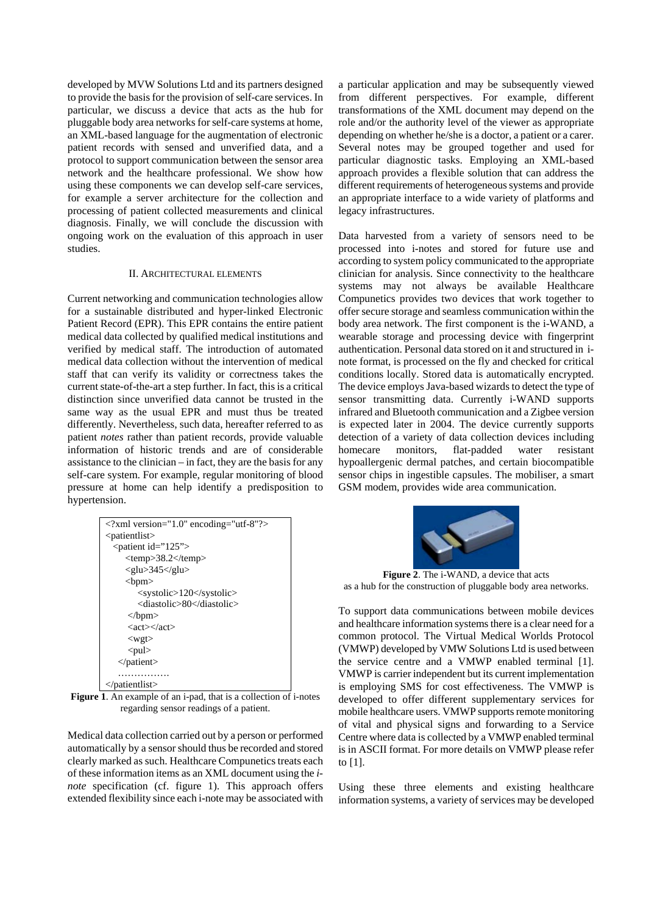developed by MVW Solutions Ltd and its partners designed to provide the basis for the provision of self-care services. In particular, we discuss a device that acts as the hub for pluggable body area networks for self-care systems at home, an XML-based language for the augmentation of electronic patient records with sensed and unverified data, and a protocol to support communication between the sensor area network and the healthcare professional. We show how using these components we can develop self-care services, for example a server architecture for the collection and processing of patient collected measurements and clinical diagnosis. Finally, we will conclude the discussion with ongoing work on the evaluation of this approach in user studies.

## II. Architectural Elements

Current networking and communication technologies allow for a sustainable distributed and hyper-linked Electronic Patient Record (EPR). This EPR contains the entire patient medical data collected by qualified medical institutions and verified by medical staff. The introduction of automated medical data collection without the intervention of medical staff that can verify its validity or correctness takes the current state-of-the-art a step further. In fact, this is a critical distinction since unverified data cannot be trusted in the same way as the usual EPR and must thus be treated differently. Nevertheless, such data, hereafter referred to as patient *notes* rather than patient records, provide valuable information of historic trends and are of considerable assistance to the clinician – in fact, they are the basis for any self-care system. For example, regular monitoring of blood pressure at home can help identify a predisposition to hypertension.

```
<?xml version="1.0" encoding="utf-8"?>
<patientlist>
  <patient id="125">
     <temp>38.2</temp>
     <glu>345</glu>
     <bpm>
        <systolic>120</systolic>
        <diastolic>80</diastolic>
     </bpm>
     <act></act>
     <wgt>
     <pul>
  </patient>
  …………….
</patientlist>
```

**Figure 1**. An example of an i-pad, that is a collection of i-notes regarding sensor readings of a patient.

Medical data collection carried out by a person or performed automatically by a sensor should thus be recorded and stored clearly marked as such. Healthcare Compunetics treats each of these information items as an XML document using the *i-note* specification (cf. figure 1). This approach offers extended flexibility since each i-note may be associated with a particular application and may be subsequently viewed from different perspectives. For example, different transformations of the XML document may depend on the role and/or the authority level of the viewer as appropriate depending on whether he/she is a doctor, a patient or a carer. Several notes may be grouped together and used for particular diagnostic tasks. Employing an XML-based approach provides a flexible solution that can address the different requirements of heterogeneous systems and provide an appropriate interface to a wide variety of platforms and legacy infrastructures.

Data harvested from a variety of sensors need to be processed into i-notes and stored for future use and according to system policy communicated to the appropriate clinician for analysis. Since connectivity to the healthcare systems may not always be available Healthcare Compunetics provides two devices that work together to offer secure storage and seamless communication within the body area network. The first component is the i-WAND, a wearable storage and processing device with fingerprint authentication. Personal data stored on it and structured in i-note format, is processed on the fly and checked for critical conditions locally. Stored data is automatically encrypted. The device employs Java-based wizards to detect the type of sensor transmitting data. Currently i-WAND supports infrared and Bluetooth communication and a Zigbee version is expected later in 2004. The device currently supports detection of a variety of data collection devices including homecare monitors, flat-padded water resistant hypoallergenic dermal patches, and certain biocompatible sensor chips in ingestible capsules. The mobiliser, a smart GSM modem, provides wide area communication.

**Figure 2**. The i-WAND, a device that acts as a hub for the construction of pluggable body area networks.

To support data communications between mobile devices and healthcare information systems there is a clear need for a common protocol. The Virtual Medical Worlds Protocol (VMWP) developed by VMW Solutions Ltd is used between the service centre and a VMWP enabled terminal [1]. VMWP is carrier independent but its current implementation is employing SMS for cost effectiveness. The VMWP is developed to offer different supplementary services for mobile healthcare users. VMWP supports remote monitoring of vital and physical signs and forwarding to a Service Centre where data is collected by a VMWP enabled terminal is in ASCII format. For more details on VMWP please refer to [1].

Using these three elements and existing healthcare information systems, a variety of services may be developed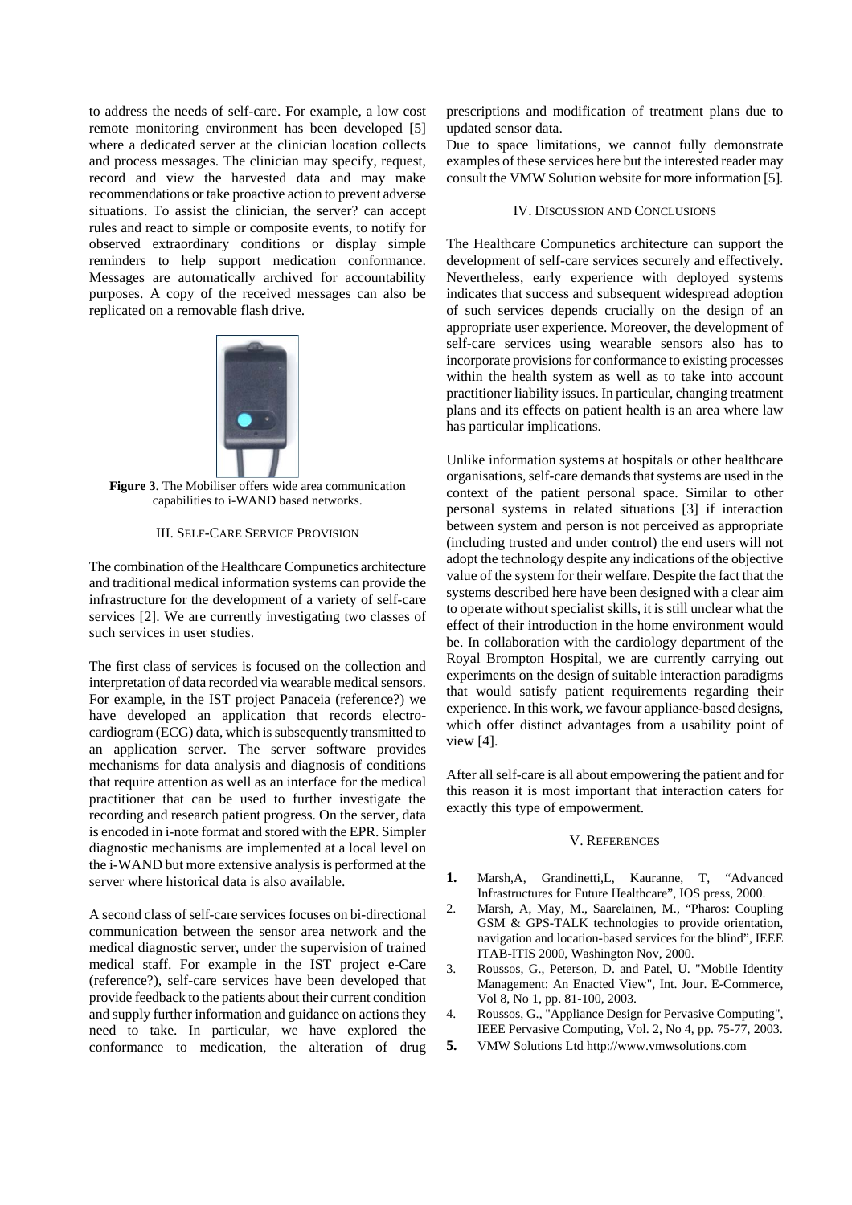to address the needs of self-care. For example, a low cost remote monitoring environment has been developed [5] where a dedicated server at the clinician location collects and process messages. The clinician may specify, request, record and view the harvested data and may make recommendations or take proactive action to prevent adverse situations. To assist the clinician, the server? can accept rules and react to simple or composite events, to notify for observed extraordinary conditions or display simple reminders to help support medication conformance. Messages are automatically archived for accountability purposes. A copy of the received messages can also be replicated on a removable flash drive.

**Figure 3**. The Mobiliser offers wide area communication capabilities to i-WAND based networks.

## III. Self-Care Service Provision

The combination of the Healthcare Compunetics architecture and traditional medical information systems can provide the infrastructure for the development of a variety of self-care services [2]. We are currently investigating two classes of such services in user studies.

The first class of services is focused on the collection and interpretation of data recorded via wearable medical sensors. For example, in the IST project Panaceia (reference?) we have developed an application that records electro-cardiogram (ECG) data, which is subsequently transmitted to an application server. The server software provides mechanisms for data analysis and diagnosis of conditions that require attention as well as an interface for the medical practitioner that can be used to further investigate the recording and research patient progress. On the server, data is encoded in i-note format and stored with the EPR. Simpler diagnostic mechanisms are implemented at a local level on the i-WAND but more extensive analysis is performed at the server where historical data is also available.

A second class of self-care services focuses on bi-directional communication between the sensor area network and the medical diagnostic server, under the supervision of trained medical staff. For example in the IST project e-Care (reference?), self-care services have been developed that provide feedback to the patients about their current condition and supply further information and guidance on actions they need to take. In particular, we have explored the conformance to medication, the alteration of drug prescriptions and modification of treatment plans due to updated sensor data.

Due to space limitations, we cannot fully demonstrate examples of these services here but the interested reader may consult the VMW Solution website for more information [5].

## IV. Discussion and Conclusions

The Healthcare Compunetics architecture can support the development of self-care services securely and effectively. Nevertheless, early experience with deployed systems indicates that success and subsequent widespread adoption of such services depends crucially on the design of an appropriate user experience. Moreover, the development of self-care services using wearable sensors also has to incorporate provisions for conformance to existing processes within the health system as well as to take into account practitioner liability issues. In particular, changing treatment plans and its effects on patient health is an area where law has particular implications.

Unlike information systems at hospitals or other healthcare organisations, self-care demands that systems are used in the context of the patient personal space. Similar to other personal systems in related situations [3] if interaction between system and person is not perceived as appropriate (including trusted and under control) the end users will not adopt the technology despite any indications of the objective value of the system for their welfare. Despite the fact that the systems described here have been designed with a clear aim to operate without specialist skills, it is still unclear what the effect of their introduction in the home environment would be. In collaboration with the cardiology department of the Royal Brompton Hospital, we are currently carrying out experiments on the design of suitable interaction paradigms that would satisfy patient requirements regarding their experience. In this work, we favour appliance-based designs, which offer distinct advantages from a usability point of view [4].

After all self-care is all about empowering the patient and for this reason it is most important that interaction caters for exactly this type of empowerment.

## V. References

1. Marsh,A, Grandinetti,L, Kauranne, T, "Advanced Infrastructures for Future Healthcare", IOS press, 2000.
2. Marsh, A, May, M., Saarelainen, M., "Pharos: Coupling GSM & GPS-TALK technologies to provide orientation, navigation and location-based services for the blind", IEEE ITAB-ITIS 2000, Washington Nov, 2000.
3. Roussos, G., Peterson, D. and Patel, U. "Mobile Identity Management: An Enacted View", Int. Jour. E-Commerce, Vol 8, No 1, pp. 81-100, 2003.
4. Roussos, G., "Appliance Design for Pervasive Computing", IEEE Pervasive Computing, Vol. 2, No 4, pp. 75-77, 2003.
5. VMW Solutions Ltd http://www.vmwsolutions.com